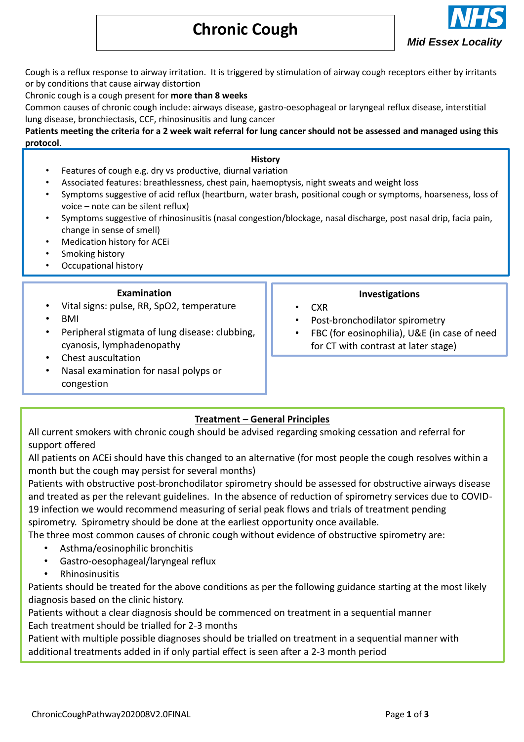# Chronic Cough

Mid Essex Locality

Cough is a reflux response to airway irritation. It is triggered by stimulation of airway cough receptors either by irritants or by conditions that cause airway distortion

Chronic cough is a cough present for **more than 8 weeks**

Common causes of chronic cough include: airways disease, gastro-oesophageal or laryngeal reflux disease, interstitial lung disease, bronchiectasis, CCF, rhinosinusitis and lung cancer

**Patients meeting the criteria for a 2 week wait referral for lung cancer should not be assessed and managed using this protocol**.

## History

- Features of cough e.g. dry vs productive, diurnal variation
- Associated features: breathlessness, chest pain, haemoptysis, night sweats and weight loss
- Symptoms suggestive of acid reflux (heartburn, water brash, positional cough or symptoms, hoarseness, loss of voice – note can be silent reflux)
- Symptoms suggestive of rhinosinusitis (nasal congestion/blockage, nasal discharge, post nasal drip, facia pain, change in sense of smell)
- Medication history for ACEi
- Smoking history
- Occupational history

## Examination

- Vital signs: pulse, RR, SpO2, temperature
- BMI
- Peripheral stigmata of lung disease: clubbing, cyanosis, lymphadenopathy
- Chest auscultation
- Nasal examination for nasal polyps or congestion

## Investigations

- CXR
- Post-bronchodilator spirometry
- FBC (for eosinophilia), U&E (in case of need for CT with contrast at later stage)

## Treatment – General Principles

All current smokers with chronic cough should be advised regarding smoking cessation and referral for support offered

All patients on ACEi should have this changed to an alternative (for most people the cough resolves within a month but the cough may persist for several months)

Patients with obstructive post-bronchodilator spirometry should be assessed for obstructive airways disease and treated as per the relevant guidelines. In the absence of reduction of spirometry services due to COVID-19 infection we would recommend measuring of serial peak flows and trials of treatment pending spirometry. Spirometry should be done at the earliest opportunity once available.

The three most common causes of chronic cough without evidence of obstructive spirometry are:

- Asthma/eosinophilic bronchitis
- Gastro-oesophageal/laryngeal reflux
- Rhinosinusitis

Patients should be treated for the above conditions as per the following guidance starting at the most likely diagnosis based on the clinic history.

Patients without a clear diagnosis should be commenced on treatment in a sequential manner

Each treatment should be trialled for 2-3 months

Patient with multiple possible diagnoses should be trialled on treatment in a sequential manner with additional treatments added in if only partial effect is seen after a 2-3 month period

ChronicCoughPathway202008V2.0FINAL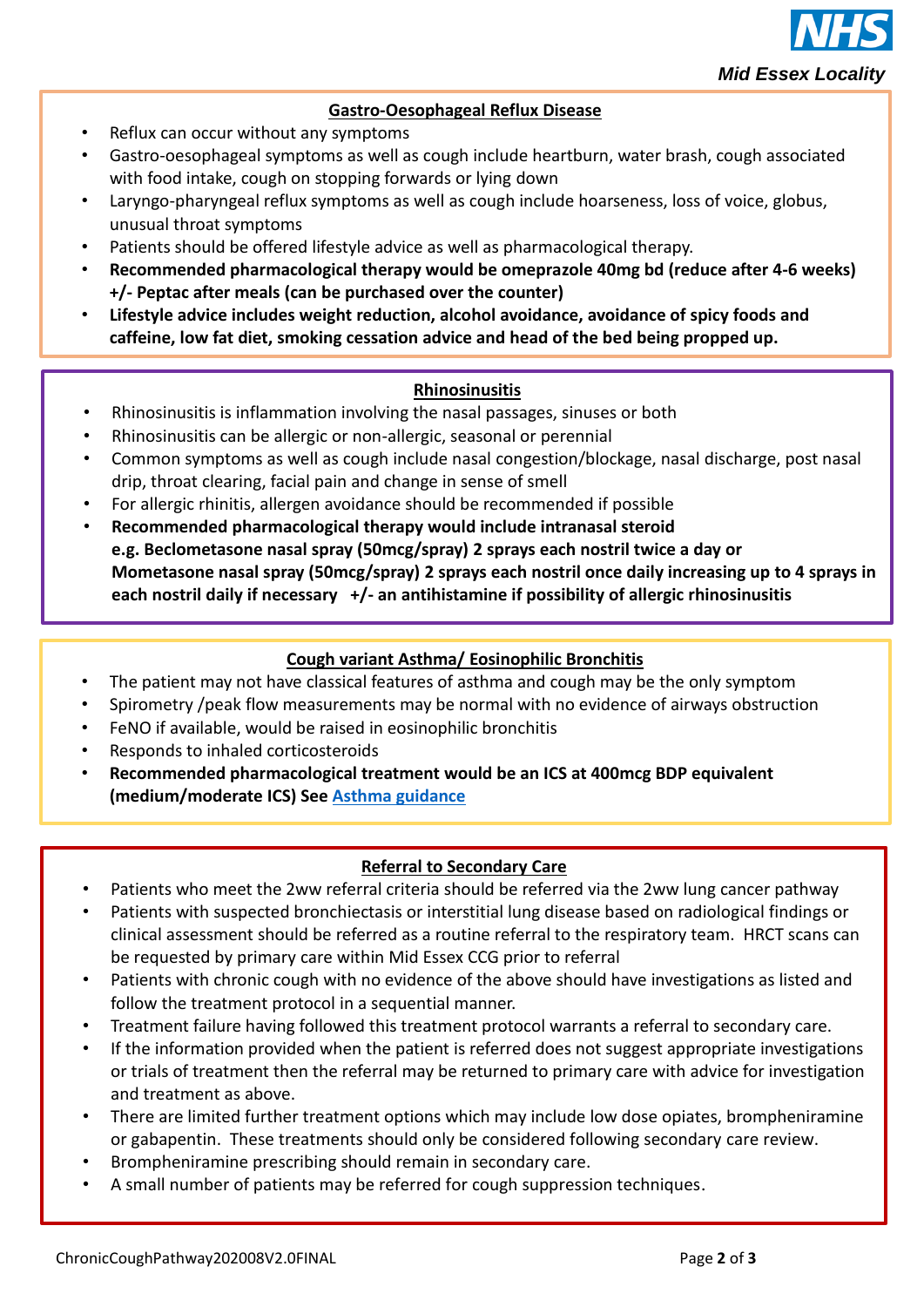## Gastro-Oesophageal Reflux Disease

- Reflux can occur without any symptoms
- Gastro-oesophageal symptoms as well as cough include heartburn, water brash, cough associated with food intake, cough on stopping forwards or lying down
- Laryngo-pharyngeal reflux symptoms as well as cough include hoarseness, loss of voice, globus, unusual throat symptoms
- Patients should be offered lifestyle advice as well as pharmacological therapy.
- **Recommended pharmacological therapy would be omeprazole 40mg bd (reduce after 4-6 weeks) +/- Peptac after meals (can be purchased over the counter)**
- **Lifestyle advice includes weight reduction, alcohol avoidance, avoidance of spicy foods and caffeine, low fat diet, smoking cessation advice and head of the bed being propped up.**

## Rhinosinusitis

- Rhinosinusitis is inflammation involving the nasal passages, sinuses or both
- Rhinosinusitis can be allergic or non-allergic, seasonal or perennial
- Common symptoms as well as cough include nasal congestion/blockage, nasal discharge, post nasal drip, throat clearing, facial pain and change in sense of smell
- For allergic rhinitis, allergen avoidance should be recommended if possible
- **Recommended pharmacological therapy would include intranasal steroid e.g. Beclometasone nasal spray (50mcg/spray) 2 sprays each nostril twice a day or Mometasone nasal spray (50mcg/spray) 2 sprays each nostril once daily increasing up to 4 sprays in each nostril daily if necessary +/- an antihistamine if possibility of allergic rhinosinusitis**

## Cough variant Asthma/ Eosinophilic Bronchitis

- The patient may not have classical features of asthma and cough may be the only symptom
- Spirometry /peak flow measurements may be normal with no evidence of airways obstruction
- FeNO if available, would be raised in eosinophilic bronchitis
- Responds to inhaled corticosteroids
- **Recommended pharmacological treatment would be an ICS at 400mcg BDP equivalent (medium/moderate ICS) See [Asthma guidance]**

## Referral to Secondary Care

- Patients who meet the 2ww referral criteria should be referred via the 2ww lung cancer pathway
- Patients with suspected bronchiectasis or interstitial lung disease based on radiological findings or clinical assessment should be referred as a routine referral to the respiratory team. HRCT scans can be requested by primary care within Mid Essex CCG prior to referral
- Patients with chronic cough with no evidence of the above should have investigations as listed and follow the treatment protocol in a sequential manner.
- Treatment failure having followed this treatment protocol warrants a referral to secondary care.
- If the information provided when the patient is referred does not suggest appropriate investigations or trials of treatment then the referral may be returned to primary care with advice for investigation and treatment as above.
- There are limited further treatment options which may include low dose opiates, brompheniramine or gabapentin. These treatments should only be considered following secondary care review.
- Brompheniramine prescribing should remain in secondary care.
- A small number of patients may be referred for cough suppression techniques.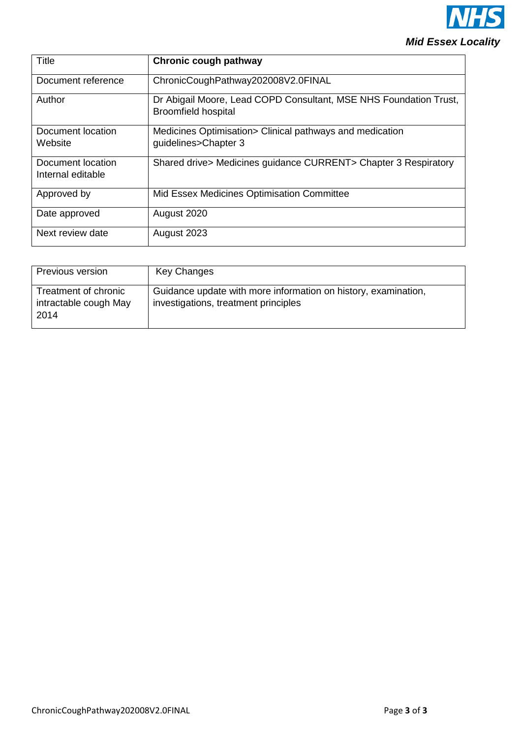| | |
|---|---|
| Title | **Chronic cough pathway** |
| Document reference | ChronicCoughPathway202008V2.0FINAL |
| Author | Dr Abigail Moore, Lead COPD Consultant, MSE NHS Foundation Trust, Broomfield hospital |
| Document location Website | Medicines Optimisation> Clinical pathways and medication guidelines>Chapter 3 |
| Document location Internal editable | Shared drive> Medicines guidance CURRENT> Chapter 3 Respiratory |
| Approved by | Mid Essex Medicines Optimisation Committee |
| Date approved | August 2020 |
| Next review date | August 2023 |

| Previous version | Key Changes |
|---|---|
| Treatment of chronic intractable cough May 2014 | Guidance update with more information on history, examination, investigations, treatment principles |